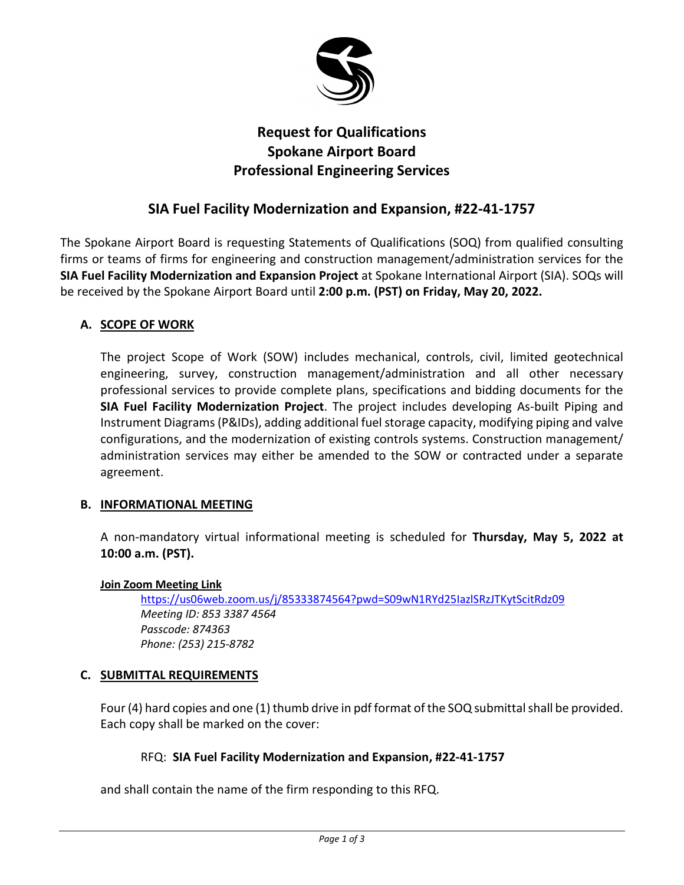# Request for Qualifications
# Spokane Airport Board
# Professional Engineering Services

## SIA Fuel Facility Modernization and Expansion, #22-41-1757

The Spokane Airport Board is requesting Statements of Qualifications (SOQ) from qualified consulting firms or teams of firms for engineering and construction management/administration services for the **SIA Fuel Facility Modernization and Expansion Project** at Spokane International Airport (SIA). SOQs will be received by the Spokane Airport Board until **2:00 p.m. (PST) on Friday, May 20, 2022.**

### A. SCOPE OF WORK

The project Scope of Work (SOW) includes mechanical, controls, civil, limited geotechnical engineering, survey, construction management/administration and all other necessary professional services to provide complete plans, specifications and bidding documents for the **SIA Fuel Facility Modernization Project**. The project includes developing As-built Piping and Instrument Diagrams (P&IDs), adding additional fuel storage capacity, modifying piping and valve configurations, and the modernization of existing controls systems. Construction management/administration services may either be amended to the SOW or contracted under a separate agreement.

### B. INFORMATIONAL MEETING

A non-mandatory virtual informational meeting is scheduled for **Thursday, May 5, 2022 at 10:00 a.m. (PST).**

**Join Zoom Meeting Link**

https://us06web.zoom.us/j/85333874564?pwd=S09wN1RYd25IazlSRzJTKytScitRdz09
*Meeting ID: 853 3387 4564*
*Passcode: 874363*
*Phone: (253) 215-8782*

### C. SUBMITTAL REQUIREMENTS

Four (4) hard copies and one (1) thumb drive in pdf format of the SOQ submittal shall be provided. Each copy shall be marked on the cover:

RFQ: **SIA Fuel Facility Modernization and Expansion, #22-41-1757**

and shall contain the name of the firm responding to this RFQ.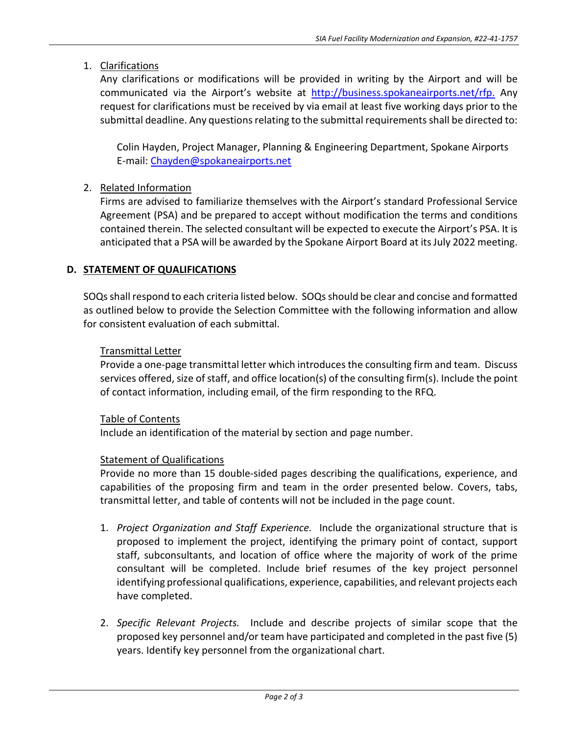1. Clarifications

   Any clarifications or modifications will be provided in writing by the Airport and will be communicated via the Airport's website at [http://business.spokaneairports.net/rfp.](http://business.spokaneairports.net/rfp) Any request for clarifications must be received by via email at least five working days prior to the submittal deadline. Any questions relating to the submittal requirements shall be directed to:

   Colin Hayden, Project Manager, Planning & Engineering Department, Spokane Airports
   E-mail: [Chayden@spokaneairports.net](mailto:Chayden@spokaneairports.net)

2. Related Information

   Firms are advised to familiarize themselves with the Airport's standard Professional Service Agreement (PSA) and be prepared to accept without modification the terms and conditions contained therein. The selected consultant will be expected to execute the Airport's PSA. It is anticipated that a PSA will be awarded by the Spokane Airport Board at its July 2022 meeting.

## D. STATEMENT OF QUALIFICATIONS

SOQs shall respond to each criteria listed below. SOQs should be clear and concise and formatted as outlined below to provide the Selection Committee with the following information and allow for consistent evaluation of each submittal.

### Transmittal Letter

Provide a one-page transmittal letter which introduces the consulting firm and team. Discuss services offered, size of staff, and office location(s) of the consulting firm(s). Include the point of contact information, including email, of the firm responding to the RFQ.

### Table of Contents

Include an identification of the material by section and page number.

### Statement of Qualifications

Provide no more than 15 double-sided pages describing the qualifications, experience, and capabilities of the proposing firm and team in the order presented below. Covers, tabs, transmittal letter, and table of contents will not be included in the page count.

1. *Project Organization and Staff Experience.* Include the organizational structure that is proposed to implement the project, identifying the primary point of contact, support staff, subconsultants, and location of office where the majority of work of the prime consultant will be completed. Include brief resumes of the key project personnel identifying professional qualifications, experience, capabilities, and relevant projects each have completed.

2. *Specific Relevant Projects.* Include and describe projects of similar scope that the proposed key personnel and/or team have participated and completed in the past five (5) years. Identify key personnel from the organizational chart.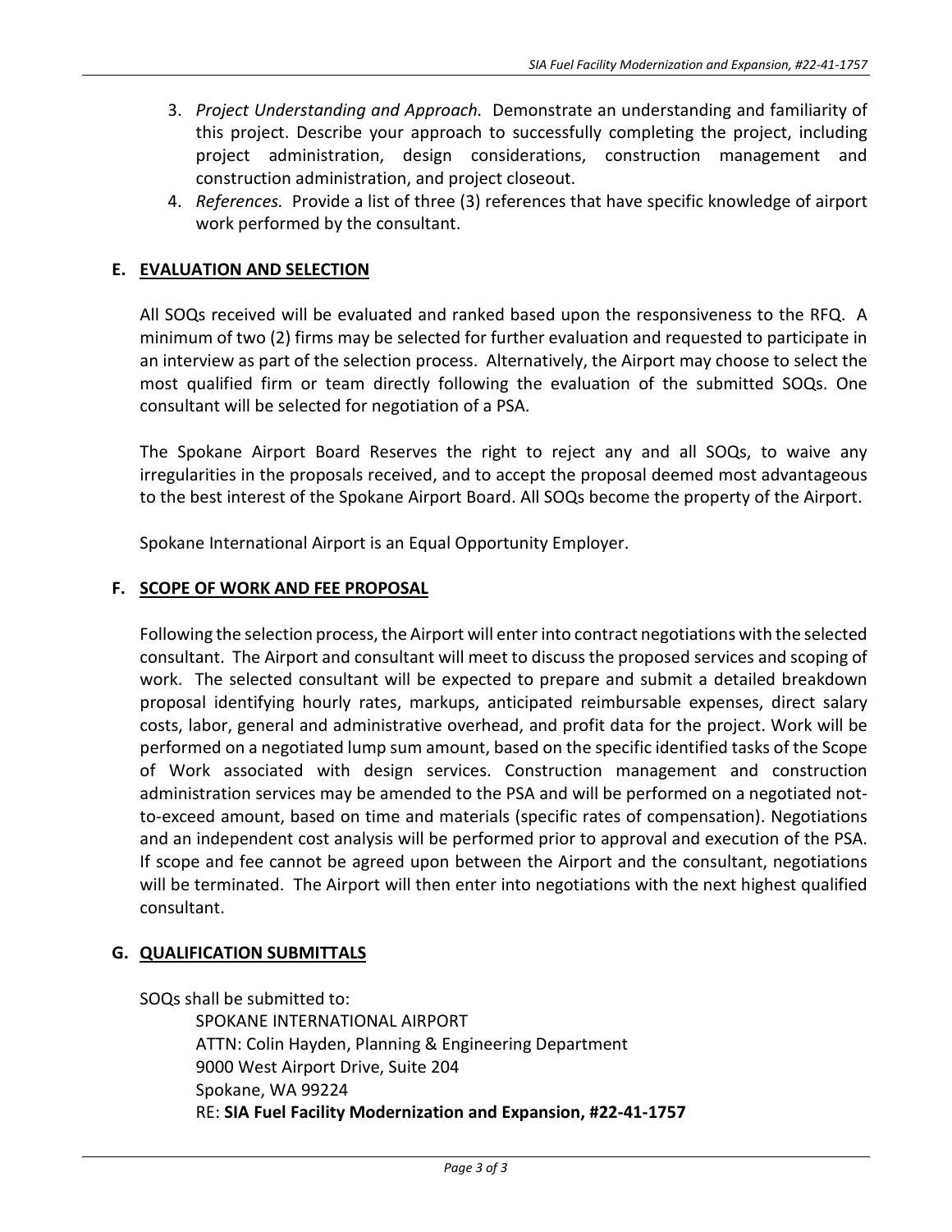3. *Project Understanding and Approach.* Demonstrate an understanding and familiarity of this project. Describe your approach to successfully completing the project, including project administration, design considerations, construction management and construction administration, and project closeout.
4. *References.* Provide a list of three (3) references that have specific knowledge of airport work performed by the consultant.

## E. EVALUATION AND SELECTION

All SOQs received will be evaluated and ranked based upon the responsiveness to the RFQ. A minimum of two (2) firms may be selected for further evaluation and requested to participate in an interview as part of the selection process. Alternatively, the Airport may choose to select the most qualified firm or team directly following the evaluation of the submitted SOQs. One consultant will be selected for negotiation of a PSA.

The Spokane Airport Board Reserves the right to reject any and all SOQs, to waive any irregularities in the proposals received, and to accept the proposal deemed most advantageous to the best interest of the Spokane Airport Board. All SOQs become the property of the Airport.

Spokane International Airport is an Equal Opportunity Employer.

## F. SCOPE OF WORK AND FEE PROPOSAL

Following the selection process, the Airport will enter into contract negotiations with the selected consultant. The Airport and consultant will meet to discuss the proposed services and scoping of work. The selected consultant will be expected to prepare and submit a detailed breakdown proposal identifying hourly rates, markups, anticipated reimbursable expenses, direct salary costs, labor, general and administrative overhead, and profit data for the project. Work will be performed on a negotiated lump sum amount, based on the specific identified tasks of the Scope of Work associated with design services. Construction management and construction administration services may be amended to the PSA and will be performed on a negotiated not-to-exceed amount, based on time and materials (specific rates of compensation). Negotiations and an independent cost analysis will be performed prior to approval and execution of the PSA. If scope and fee cannot be agreed upon between the Airport and the consultant, negotiations will be terminated. The Airport will then enter into negotiations with the next highest qualified consultant.

## G. QUALIFICATION SUBMITTALS

SOQs shall be submitted to:

SPOKANE INTERNATIONAL AIRPORT
ATTN: Colin Hayden, Planning & Engineering Department
9000 West Airport Drive, Suite 204
Spokane, WA 99224
RE: **SIA Fuel Facility Modernization and Expansion, #22-41-1757**